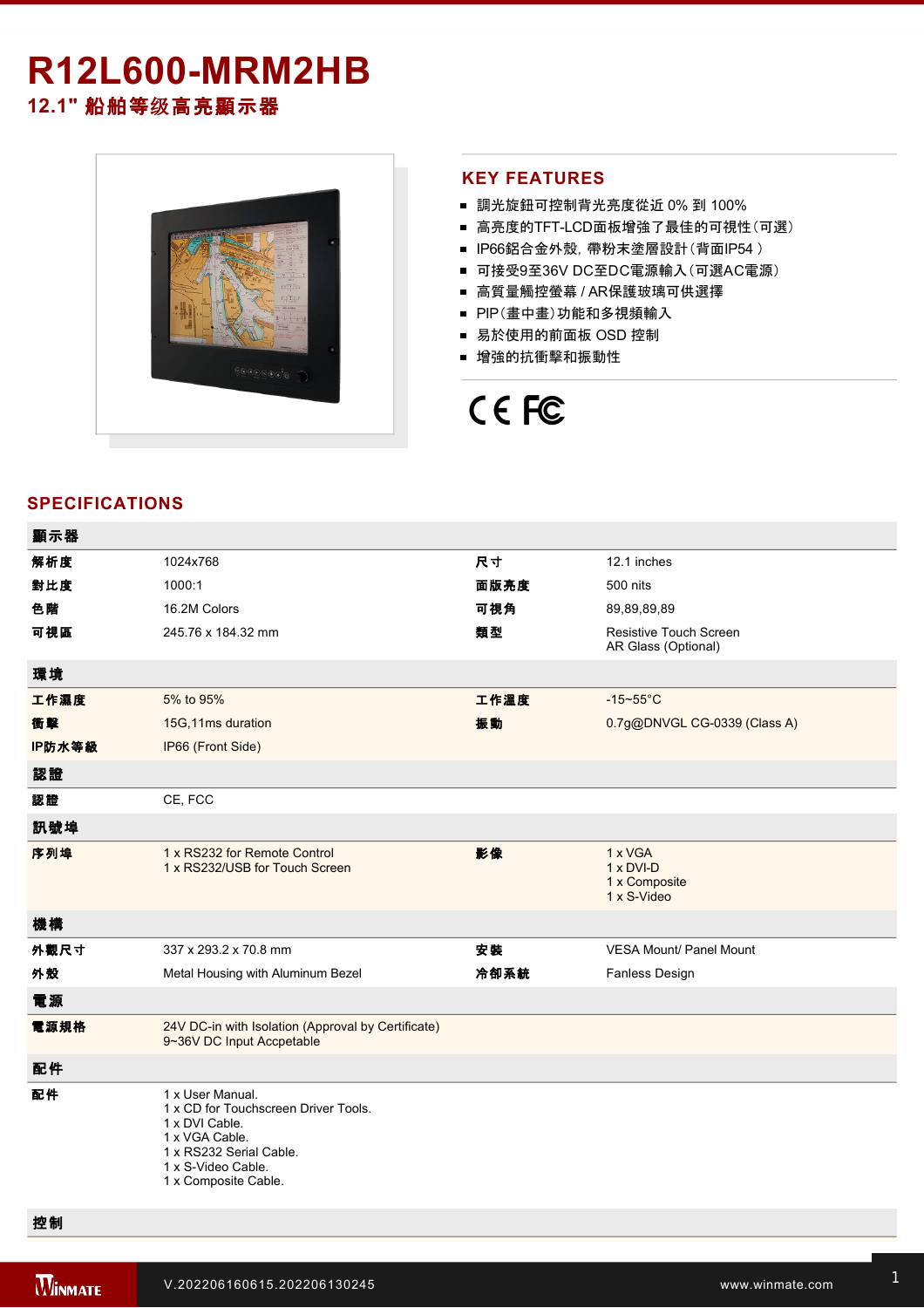# R12L600-MRM2HB

## 12.1" 船舶等级高亮顯示器

## KEY FEATURES

- 調光旋鈕可控制背光亮度從近 0% 到 100%
- 高亮度的TFT-LCD面板增強了最佳的可視性（可選）
- IP66鋁合金外殼，帶粉末塗層設計（背面IP54 ）
- 可接受9至36V DC至DC電源輸入（可選AC電源）
- 高質量觸控螢幕 / AR保護玻璃可供選擇
- PIP（畫中畫）功能和多視頻輸入
- 易於使用的前面板 OSD 控制
- 增強的抗衝擊和振動性

## SPECIFICATIONS

| 顯示器 | | | |
|---|---|---|---|
| 解析度 | 1024x768 | 尺寸 | 12.1 inches |
| 對比度 | 1000:1 | 面版亮度 | 500 nits |
| 色階 | 16.2M Colors | 可視角 | 89,89,89,89 |
| 可視區 | 245.76 x 184.32 mm | 類型 | Resistive Touch Screen<br>AR Glass (Optional) |
| **環境** | | | |
| 工作濕度 | 5% to 95% | 工作溫度 | -15~55°C |
| 衝擊 | 15G,11ms duration | 振動 | 0.7g@DNVGL CG-0339 (Class A) |
| IP防水等級 | IP66 (Front Side) | | |
| **認證** | | | |
| 認證 | CE, FCC | | |
| **訊號埠** | | | |
| 序列埠 | 1 x RS232 for Remote Control<br>1 x RS232/USB for Touch Screen | 影像 | 1 x VGA<br>1 x DVI-D<br>1 x Composite<br>1 x S-Video |
| **機構** | | | |
| 外觀尺寸 | 337 x 293.2 x 70.8 mm | 安裝 | VESA Mount/ Panel Mount |
| 外殼 | Metal Housing with Aluminum Bezel | 冷卻系統 | Fanless Design |
| **電源** | | | |
| 電源規格 | 24V DC-in with Isolation (Approval by Certificate)<br>9~36V DC Input Accpetable | | |
| **配件** | | | |
| 配件 | 1 x User Manual.<br>1 x CD for Touchscreen Driver Tools.<br>1 x DVI Cable.<br>1 x VGA Cable.<br>1 x RS232 Serial Cable.<br>1 x S-Video Cable.<br>1 x Composite Cable. | | |
| **控制** | | | |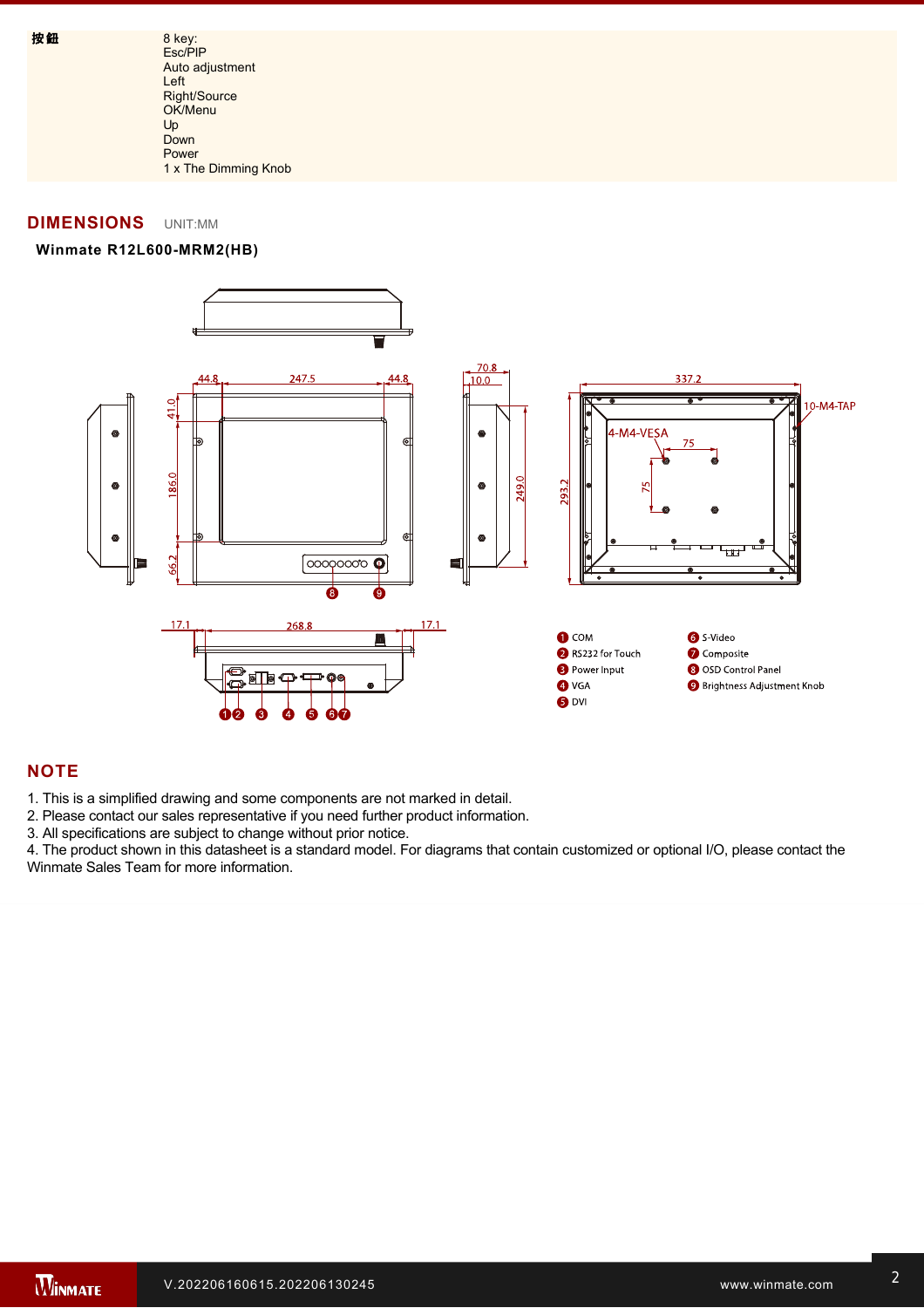| | |
|---|---|
| **按鈕** | 8 key:<br>Esc/PIP<br>Auto adjustment<br>Left<br>Right/Source<br>OK/Menu<br>Up<br>Down<br>Power<br>1 x The Dimming Knob |

## DIMENSIONS UNIT:MM

**Winmate R12L600-MRM2(HB)**

44.8
247.5
44.8
41.0
186.0
66.2
70.8
10.0
249.0
337.2
10-M4-TAP
4-M4-VESA
75
75
293.2
17.1
268.8
17.1

1 COM
2 RS232 for Touch
3 Power Input
4 VGA
5 DVI
6 S-Video
7 Composite
8 OSD Control Panel
9 Brightness Adjustment Knob

## NOTE

1. This is a simplified drawing and some components are not marked in detail.
2. Please contact our sales representative if you need further product information.
3. All specifications are subject to change without prior notice.
4. The product shown in this datasheet is a standard model. For diagrams that contain customized or optional I/O, please contact the Winmate Sales Team for more information.